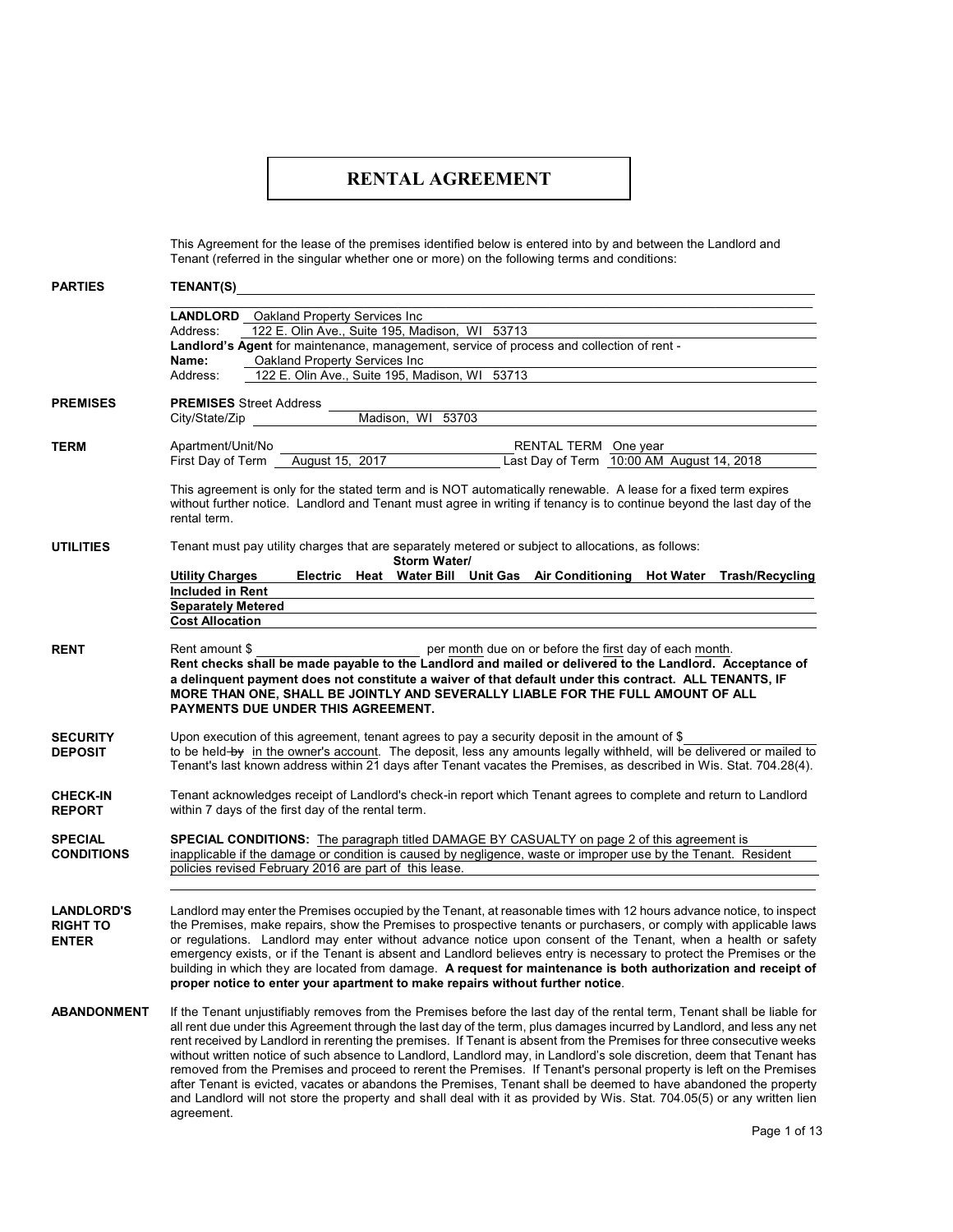# RENTAL AGREEMENT

This Agreement for the lease of the premises identified below is entered into by and between the Landlord and Tenant (referred in the singular whether one or more) on the following terms and conditions:

**PARTIES**

**TENANT(S)**

**LANDLORD** Oakland Property Services Inc
Address: 122 E. Olin Ave., Suite 195, Madison, WI 53713
**Landlord's Agent** for maintenance, management, service of process and collection of rent -
**Name:** Oakland Property Services Inc
Address: 122 E. Olin Ave., Suite 195, Madison, WI 53713

**PREMISES**

**PREMISES** Street Address
City/State/Zip Madison, WI 53703

**TERM**

Apartment/Unit/No RENTAL TERM One year
First Day of Term August 15, 2017 Last Day of Term 10:00 AM August 14, 2018

This agreement is only for the stated term and is NOT automatically renewable. A lease for a fixed term expires without further notice. Landlord and Tenant must agree in writing if tenancy is to continue beyond the last day of the rental term.

**UTILITIES**

Tenant must pay utility charges that are separately metered or subject to allocations, as follows:

| Utility Charges | Electric | Heat | Storm Water/ Water Bill | Unit Gas | Air Conditioning | Hot Water | Trash/Recycling |
|---|---|---|---|---|---|---|---|
| Included in Rent | | | | | | | |
| Separately Metered | | | | | | | |
| Cost Allocation | | | | | | | |

**RENT**

Rent amount $ per month due on or before the first day of each month.
**Rent checks shall be made payable to the Landlord and mailed or delivered to the Landlord. Acceptance of a delinquent payment does not constitute a waiver of that default under this contract. ALL TENANTS, IF MORE THAN ONE, SHALL BE JOINTLY AND SEVERALLY LIABLE FOR THE FULL AMOUNT OF ALL PAYMENTS DUE UNDER THIS AGREEMENT.**

**SECURITY DEPOSIT**

Upon execution of this agreement, tenant agrees to pay a security deposit in the amount of $
to be held ~~by~~ in the owner's account. The deposit, less any amounts legally withheld, will be delivered or mailed to Tenant's last known address within 21 days after Tenant vacates the Premises, as described in Wis. Stat. 704.28(4).

**CHECK-IN REPORT**

Tenant acknowledges receipt of Landlord's check-in report which Tenant agrees to complete and return to Landlord within 7 days of the first day of the rental term.

**SPECIAL CONDITIONS**

**SPECIAL CONDITIONS:** The paragraph titled DAMAGE BY CASUALTY on page 2 of this agreement is inapplicable if the damage or condition is caused by negligence, waste or improper use by the Tenant. Resident policies revised February 2016 are part of this lease.

**LANDLORD'S RIGHT TO ENTER**

Landlord may enter the Premises occupied by the Tenant, at reasonable times with 12 hours advance notice, to inspect the Premises, make repairs, show the Premises to prospective tenants or purchasers, or comply with applicable laws or regulations. Landlord may enter without advance notice upon consent of the Tenant, when a health or safety emergency exists, or if the Tenant is absent and Landlord believes entry is necessary to protect the Premises or the building in which they are located from damage. **A request for maintenance is both authorization and receipt of proper notice to enter your apartment to make repairs without further notice**.

**ABANDONMENT**

If the Tenant unjustifiably removes from the Premises before the last day of the rental term, Tenant shall be liable for all rent due under this Agreement through the last day of the term, plus damages incurred by Landlord, and less any net rent received by Landlord in rerenting the premises. If Tenant is absent from the Premises for three consecutive weeks without written notice of such absence to Landlord, Landlord may, in Landlord's sole discretion, deem that Tenant has removed from the Premises and proceed to rerent the Premises. If Tenant's personal property is left on the Premises after Tenant is evicted, vacates or abandons the Premises, Tenant shall be deemed to have abandoned the property and Landlord will not store the property and shall deal with it as provided by Wis. Stat. 704.05(5) or any written lien agreement.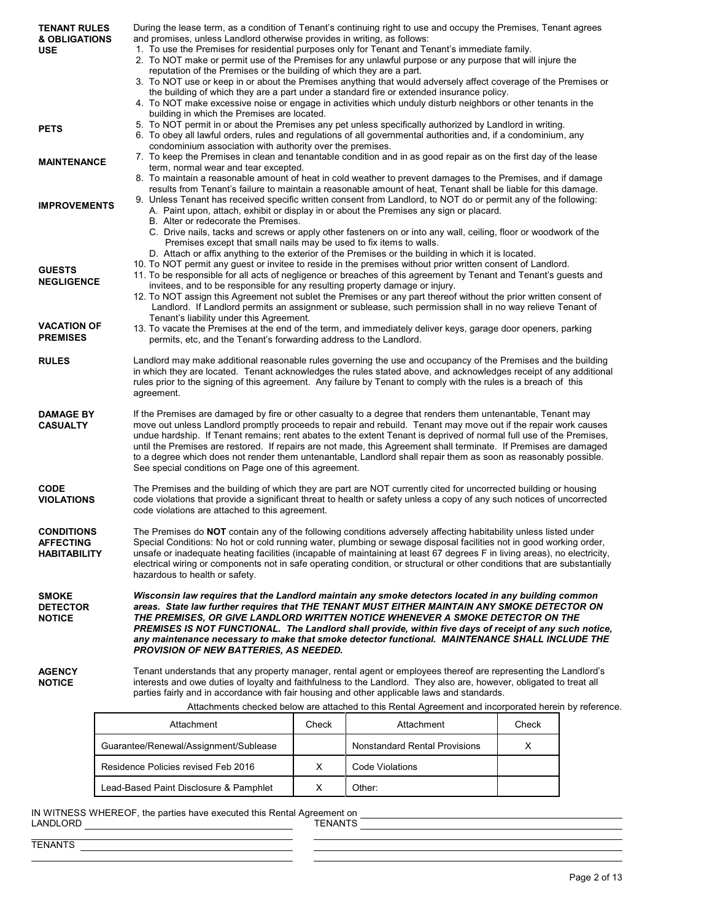**TENANT RULES & OBLIGATIONS**

**USE**

During the lease term, as a condition of Tenant's continuing right to use and occupy the Premises, Tenant agrees and promises, unless Landlord otherwise provides in writing, as follows:

1. To use the Premises for residential purposes only for Tenant and Tenant's immediate family.
2. To NOT make or permit use of the Premises for any unlawful purpose or any purpose that will injure the reputation of the Premises or the building of which they are a part.
3. To NOT use or keep in or about the Premises anything that would adversely affect coverage of the Premises or the building of which they are a part under a standard fire or extended insurance policy.
4. To NOT make excessive noise or engage in activities which unduly disturb neighbors or other tenants in the building in which the Premises are located.

**PETS**

5. To NOT permit in or about the Premises any pet unless specifically authorized by Landlord in writing.
6. To obey all lawful orders, rules and regulations of all governmental authorities and, if a condominium, any condominium association with authority over the premises.

**MAINTENANCE**

7. To keep the Premises in clean and tenantable condition and in as good repair as on the first day of the lease term, normal wear and tear excepted.
8. To maintain a reasonable amount of heat in cold weather to prevent damages to the Premises, and if damage results from Tenant's failure to maintain a reasonable amount of heat, Tenant shall be liable for this damage.

**IMPROVEMENTS**

9. Unless Tenant has received specific written consent from Landlord, to NOT do or permit any of the following:
   A. Paint upon, attach, exhibit or display in or about the Premises any sign or placard.
   B. Alter or redecorate the Premises.
   C. Drive nails, tacks and screws or apply other fasteners on or into any wall, ceiling, floor or woodwork of the Premises except that small nails may be used to fix items to walls.
   D. Attach or affix anything to the exterior of the Premises or the building in which it is located.

**GUESTS**

10. To NOT permit any guest or invitee to reside in the premises without prior written consent of Landlord.

**NEGLIGENCE**

11. To be responsible for all acts of negligence or breaches of this agreement by Tenant and Tenant's guests and invitees, and to be responsible for any resulting property damage or injury.
12. To NOT assign this Agreement not sublet the Premises or any part thereof without the prior written consent of Landlord. If Landlord permits an assignment or sublease, such permission shall in no way relieve Tenant of Tenant's liability under this Agreement.

**VACATION OF PREMISES**

13. To vacate the Premises at the end of the term, and immediately deliver keys, garage door openers, parking permits, etc, and the Tenant's forwarding address to the Landlord.

**RULES**

Landlord may make additional reasonable rules governing the use and occupancy of the Premises and the building in which they are located. Tenant acknowledges the rules stated above, and acknowledges receipt of any additional rules prior to the signing of this agreement. Any failure by Tenant to comply with the rules is a breach of this agreement.

**DAMAGE BY CASUALTY**

If the Premises are damaged by fire or other casualty to a degree that renders them untenantable, Tenant may move out unless Landlord promptly proceeds to repair and rebuild. Tenant may move out if the repair work causes undue hardship. If Tenant remains; rent abates to the extent Tenant is deprived of normal full use of the Premises, until the Premises are restored. If repairs are not made, this Agreement shall terminate. If Premises are damaged to a degree which does not render them untenantable, Landlord shall repair them as soon as reasonably possible. See special conditions on Page one of this agreement.

**CODE VIOLATIONS**

The Premises and the building of which they are part are NOT currently cited for uncorrected building or housing code violations that provide a significant threat to health or safety unless a copy of any such notices of uncorrected code violations are attached to this agreement.

**CONDITIONS AFFECTING HABITABILITY**

The Premises do **NOT** contain any of the following conditions adversely affecting habitability unless listed under Special Conditions: No hot or cold running water, plumbing or sewage disposal facilities not in good working order, unsafe or inadequate heating facilities (incapable of maintaining at least 67 degrees F in living areas), no electricity, electrical wiring or components not in safe operating condition, or structural or other conditions that are substantially hazardous to health or safety.

**SMOKE DETECTOR NOTICE**

***Wisconsin law requires that the Landlord maintain any smoke detectors located in any building common areas. State law further requires that THE TENANT MUST EITHER MAINTAIN ANY SMOKE DETECTOR ON THE PREMISES, OR GIVE LANDLORD WRITTEN NOTICE WHENEVER A SMOKE DETECTOR ON THE PREMISES IS NOT FUNCTIONAL. The Landlord shall provide, within five days of receipt of any such notice, any maintenance necessary to make that smoke detector functional. MAINTENANCE SHALL INCLUDE THE PROVISION OF NEW BATTERIES, AS NEEDED.***

**AGENCY NOTICE**

Tenant understands that any property manager, rental agent or employees thereof are representing the Landlord's interests and owe duties of loyalty and faithfulness to the Landlord. They also are, however, obligated to treat all parties fairly and in accordance with fair housing and other applicable laws and standards.

Attachments checked below are attached to this Rental Agreement and incorporated herein by reference.

| Attachment | Check | Attachment | Check |
|---|---|---|---|
| Guarantee/Renewal/Assignment/Sublease | | Nonstandard Rental Provisions | X |
| Residence Policies revised Feb 2016 | X | Code Violations | |
| Lead-Based Paint Disclosure & Pamphlet | X | Other: | |

IN WITNESS WHEREOF, the parties have executed this Rental Agreement on ______________________

LANDLORD ______________________ TENANTS ______________________

TENANTS ______________________ ______________________

______________________ ______________________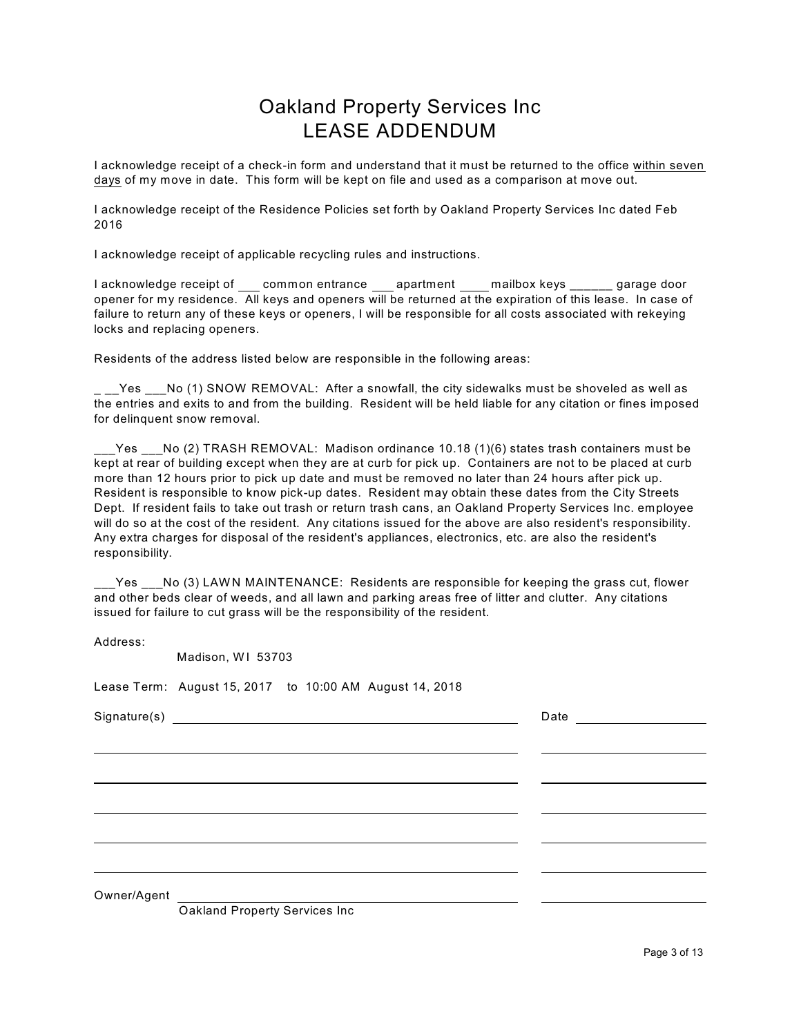# Oakland Property Services Inc
# LEASE ADDENDUM

I acknowledge receipt of a check-in form and understand that it must be returned to the office within seven days of my move in date. This form will be kept on file and used as a comparison at move out.

I acknowledge receipt of the Residence Policies set forth by Oakland Property Services Inc dated Feb 2016

I acknowledge receipt of applicable recycling rules and instructions.

I acknowledge receipt of ___ common entrance ___ apartment ____ mailbox keys ______ garage door opener for my residence. All keys and openers will be returned at the expiration of this lease. In case of failure to return any of these keys or openers, I will be responsible for all costs associated with rekeying locks and replacing openers.

Residents of the address listed below are responsible in the following areas:

_ __Yes ___No (1) SNOW REMOVAL: After a snowfall, the city sidewalks must be shoveled as well as the entries and exits to and from the building. Resident will be held liable for any citation or fines imposed for delinquent snow removal.

___Yes ___No (2) TRASH REMOVAL: Madison ordinance 10.18 (1)(6) states trash containers must be kept at rear of building except when they are at curb for pick up. Containers are not to be placed at curb more than 12 hours prior to pick up date and must be removed no later than 24 hours after pick up. Resident is responsible to know pick-up dates. Resident may obtain these dates from the City Streets Dept. If resident fails to take out trash or return trash cans, an Oakland Property Services Inc. employee will do so at the cost of the resident. Any citations issued for the above are also resident's responsibility. Any extra charges for disposal of the resident's appliances, electronics, etc. are also the resident's responsibility.

___Yes ___No (3) LAWN MAINTENANCE: Residents are responsible for keeping the grass cut, flower and other beds clear of weeds, and all lawn and parking areas free of litter and clutter. Any citations issued for failure to cut grass will be the responsibility of the resident.

Address:

Madison, WI 53703

Lease Term: August 15, 2017 to 10:00 AM August 14, 2018

Signature(s) ______________________________ Date ______________

______________________________ ______________

______________________________ ______________

______________________________ ______________

______________________________ ______________

______________________________ ______________

Owner/Agent ______________________________ ______________

Oakland Property Services Inc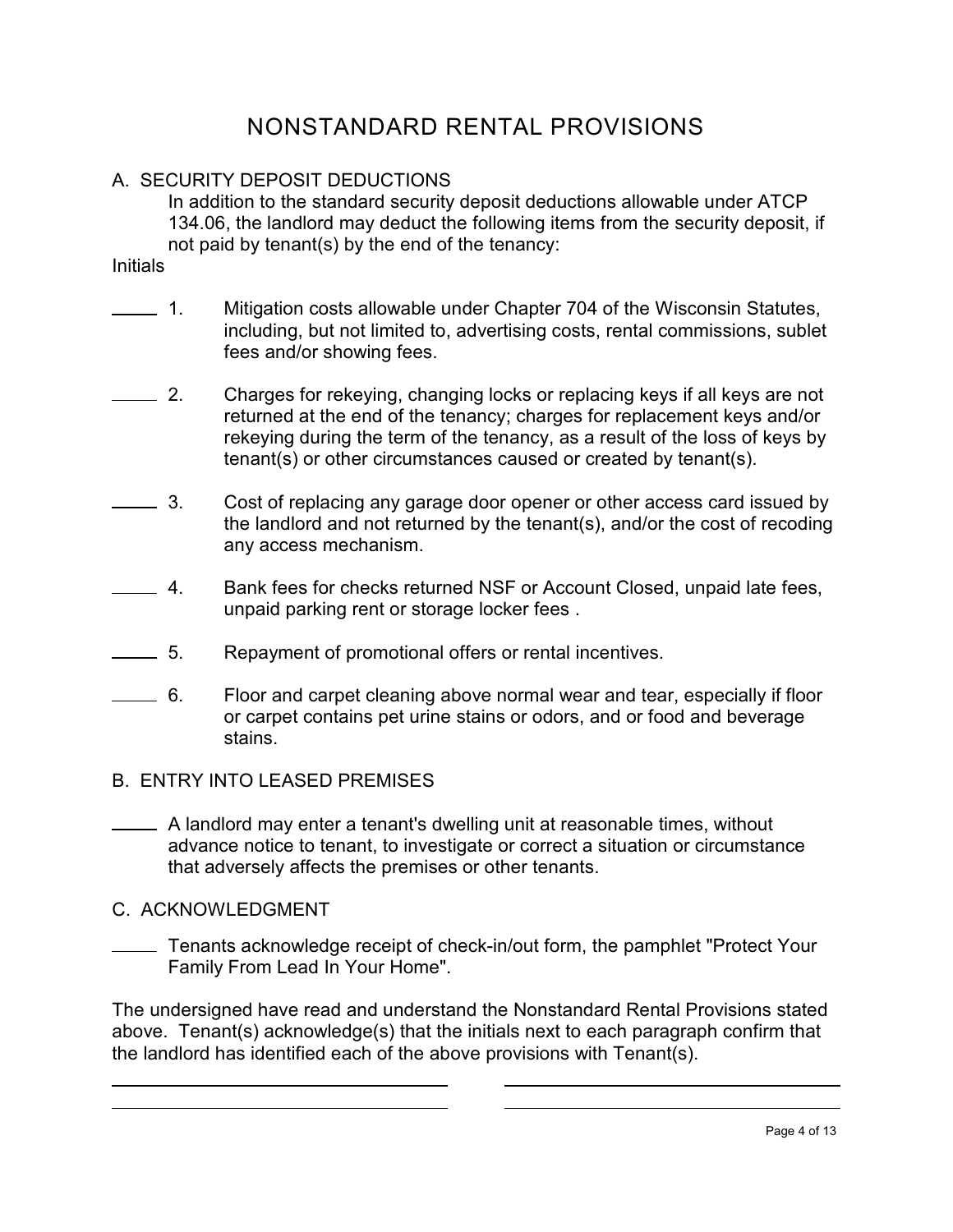# NONSTANDARD RENTAL PROVISIONS

## A. SECURITY DEPOSIT DEDUCTIONS

In addition to the standard security deposit deductions allowable under ATCP 134.06, the landlord may deduct the following items from the security deposit, if not paid by tenant(s) by the end of the tenancy:

Initials

_____ 1. Mitigation costs allowable under Chapter 704 of the Wisconsin Statutes, including, but not limited to, advertising costs, rental commissions, sublet fees and/or showing fees.

_____ 2. Charges for rekeying, changing locks or replacing keys if all keys are not returned at the end of the tenancy; charges for replacement keys and/or rekeying during the term of the tenancy, as a result of the loss of keys by tenant(s) or other circumstances caused or created by tenant(s).

_____ 3. Cost of replacing any garage door opener or other access card issued by the landlord and not returned by the tenant(s), and/or the cost of recoding any access mechanism.

_____ 4. Bank fees for checks returned NSF or Account Closed, unpaid late fees, unpaid parking rent or storage locker fees .

_____ 5. Repayment of promotional offers or rental incentives.

_____ 6. Floor and carpet cleaning above normal wear and tear, especially if floor or carpet contains pet urine stains or odors, and or food and beverage stains.

## B. ENTRY INTO LEASED PREMISES

_____ A landlord may enter a tenant's dwelling unit at reasonable times, without advance notice to tenant, to investigate or correct a situation or circumstance that adversely affects the premises or other tenants.

## C. ACKNOWLEDGMENT

_____ Tenants acknowledge receipt of check-in/out form, the pamphlet "Protect Your Family From Lead In Your Home".

The undersigned have read and understand the Nonstandard Rental Provisions stated above. Tenant(s) acknowledge(s) that the initials next to each paragraph confirm that the landlord has identified each of the above provisions with Tenant(s).

_______________________________ _______________________________

_______________________________ _______________________________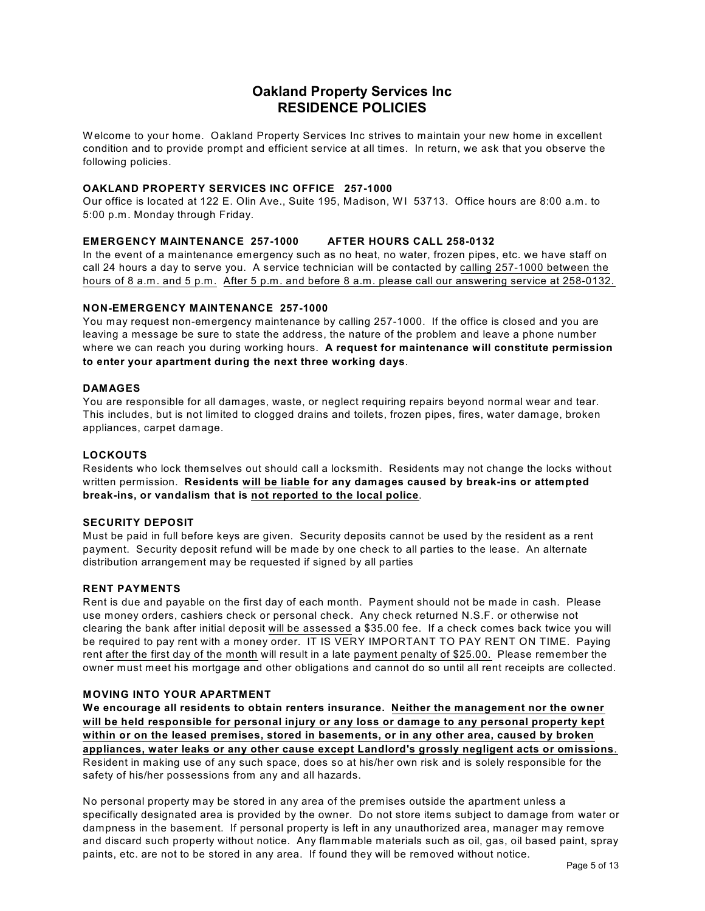# Oakland Property Services Inc
# RESIDENCE POLICIES

Welcome to your home. Oakland Property Services Inc strives to maintain your new home in excellent condition and to provide prompt and efficient service at all times. In return, we ask that you observe the following policies.

**OAKLAND PROPERTY SERVICES INC OFFICE 257-1000**

Our office is located at 122 E. Olin Ave., Suite 195, Madison, WI 53713. Office hours are 8:00 a.m. to 5:00 p.m. Monday through Friday.

**EMERGENCY MAINTENANCE 257-1000 AFTER HOURS CALL 258-0132**

In the event of a maintenance emergency such as no heat, no water, frozen pipes, etc. we have staff on call 24 hours a day to serve you. A service technician will be contacted by <u>calling 257-1000 between the hours of 8 a.m. and 5 p.m.</u> <u>After 5 p.m. and before 8 a.m. please call our answering service at 258-0132.</u>

**NON-EMERGENCY MAINTENANCE 257-1000**

You may request non-emergency maintenance by calling 257-1000. If the office is closed and you are leaving a message be sure to state the address, the nature of the problem and leave a phone number where we can reach you during working hours. **A request for maintenance will constitute permission to enter your apartment during the next three working days**.

**DAMAGES**

You are responsible for all damages, waste, or neglect requiring repairs beyond normal wear and tear. This includes, but is not limited to clogged drains and toilets, frozen pipes, fires, water damage, broken appliances, carpet damage.

**LOCKOUTS**

Residents who lock themselves out should call a locksmith. Residents may not change the locks without written permission. **Residents <u>will be liable</u> for any damages caused by break-ins or attempted break-ins, or vandalism that is <u>not reported to the local police</u>**.

**SECURITY DEPOSIT**

Must be paid in full before keys are given. Security deposits cannot be used by the resident as a rent payment. Security deposit refund will be made by one check to all parties to the lease. An alternate distribution arrangement may be requested if signed by all parties

**RENT PAYMENTS**

Rent is due and payable on the first day of each month. Payment should not be made in cash. Please use money orders, cashiers check or personal check. Any check returned N.S.F. or otherwise not clearing the bank after initial deposit <u>will be assessed</u> a $35.00 fee. If a check comes back twice you will be required to pay rent with a money order. IT IS VERY IMPORTANT TO PAY RENT ON TIME. Paying rent <u>after the first day of the month</u> will result in a late <u>payment penalty of $25.00.</u> Please remember the owner must meet his mortgage and other obligations and cannot do so until all rent receipts are collected.

**MOVING INTO YOUR APARTMENT**

**We encourage all residents to obtain renters insurance. <u>Neither the management nor the owner will be held responsible for personal injury or any loss or damage to any personal property kept within or on the leased premises, stored in basements, or in any other area, caused by broken appliances, water leaks or any other cause except Landlord's grossly negligent acts or omissions</u>.** Resident in making use of any such space, does so at his/her own risk and is solely responsible for the safety of his/her possessions from any and all hazards.

No personal property may be stored in any area of the premises outside the apartment unless a specifically designated area is provided by the owner. Do not store items subject to damage from water or dampness in the basement. If personal property is left in any unauthorized area, manager may remove and discard such property without notice. Any flammable materials such as oil, gas, oil based paint, spray paints, etc. are not to be stored in any area. If found they will be removed without notice.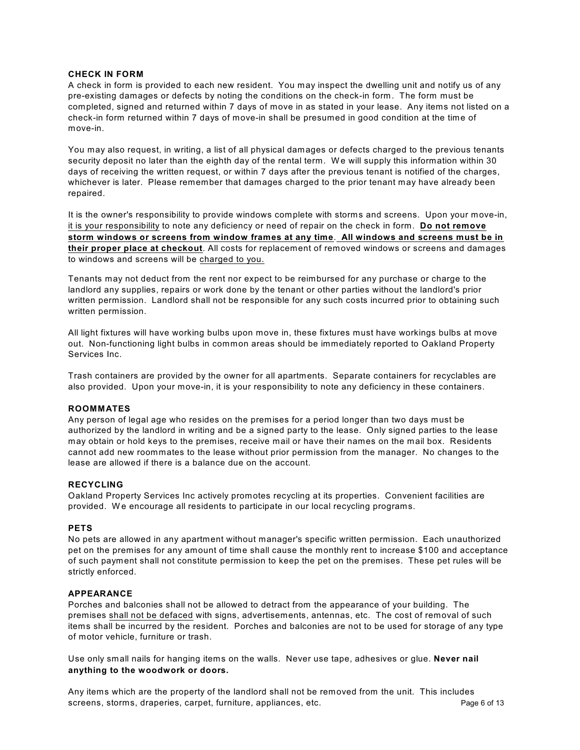## CHECK IN FORM

A check in form is provided to each new resident. You may inspect the dwelling unit and notify us of any pre-existing damages or defects by noting the conditions on the check-in form. The form must be completed, signed and returned within 7 days of move in as stated in your lease. Any items not listed on a check-in form returned within 7 days of move-in shall be presumed in good condition at the time of move-in.

You may also request, in writing, a list of all physical damages or defects charged to the previous tenants security deposit no later than the eighth day of the rental term. We will supply this information within 30 days of receiving the written request, or within 7 days after the previous tenant is notified of the charges, whichever is later. Please remember that damages charged to the prior tenant may have already been repaired.

It is the owner's responsibility to provide windows complete with storms and screens. Upon your move-in, it is your responsibility to note any deficiency or need of repair on the check in form. **Do not remove storm windows or screens from window frames at any time**. **All windows and screens must be in their proper place at checkout**. All costs for replacement of removed windows or screens and damages to windows and screens will be charged to you.

Tenants may not deduct from the rent nor expect to be reimbursed for any purchase or charge to the landlord any supplies, repairs or work done by the tenant or other parties without the landlord's prior written permission. Landlord shall not be responsible for any such costs incurred prior to obtaining such written permission.

All light fixtures will have working bulbs upon move in, these fixtures must have workings bulbs at move out. Non-functioning light bulbs in common areas should be immediately reported to Oakland Property Services Inc.

Trash containers are provided by the owner for all apartments. Separate containers for recyclables are also provided. Upon your move-in, it is your responsibility to note any deficiency in these containers.

## ROOMMATES

Any person of legal age who resides on the premises for a period longer than two days must be authorized by the landlord in writing and be a signed party to the lease. Only signed parties to the lease may obtain or hold keys to the premises, receive mail or have their names on the mail box. Residents cannot add new roommates to the lease without prior permission from the manager. No changes to the lease are allowed if there is a balance due on the account.

## RECYCLING

Oakland Property Services Inc actively promotes recycling at its properties. Convenient facilities are provided. We encourage all residents to participate in our local recycling programs.

## PETS

No pets are allowed in any apartment without manager's specific written permission. Each unauthorized pet on the premises for any amount of time shall cause the monthly rent to increase $100 and acceptance of such payment shall not constitute permission to keep the pet on the premises. These pet rules will be strictly enforced.

## APPEARANCE

Porches and balconies shall not be allowed to detract from the appearance of your building. The premises shall not be defaced with signs, advertisements, antennas, etc. The cost of removal of such items shall be incurred by the resident. Porches and balconies are not to be used for storage of any type of motor vehicle, furniture or trash.

Use only small nails for hanging items on the walls. Never use tape, adhesives or glue. **Never nail anything to the woodwork or doors.**

Any items which are the property of the landlord shall not be removed from the unit. This includes screens, storms, draperies, carpet, furniture, appliances, etc.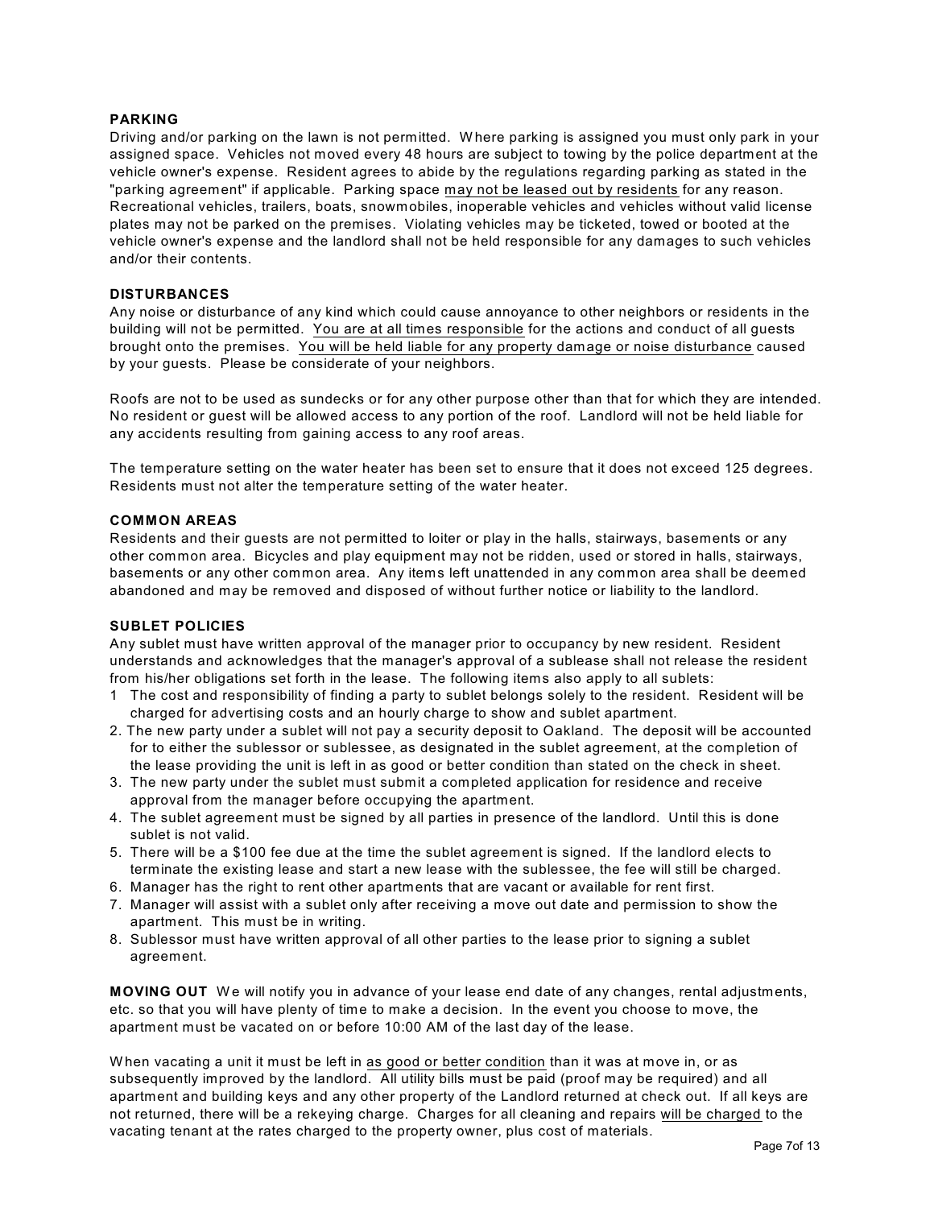**PARKING**
Driving and/or parking on the lawn is not permitted. Where parking is assigned you must only park in your assigned space. Vehicles not moved every 48 hours are subject to towing by the police department at the vehicle owner's expense. Resident agrees to abide by the regulations regarding parking as stated in the "parking agreement" if applicable. Parking space <u>may not be leased out by residents</u> for any reason. Recreational vehicles, trailers, boats, snowmobiles, inoperable vehicles and vehicles without valid license plates may not be parked on the premises. Violating vehicles may be ticketed, towed or booted at the vehicle owner's expense and the landlord shall not be held responsible for any damages to such vehicles and/or their contents.

**DISTURBANCES**
Any noise or disturbance of any kind which could cause annoyance to other neighbors or residents in the building will not be permitted. <u>You are at all times responsible</u> for the actions and conduct of all guests brought onto the premises. <u>You will be held liable for any property damage or noise disturbance</u> caused by your guests. Please be considerate of your neighbors.

Roofs are not to be used as sundecks or for any other purpose other than that for which they are intended. No resident or guest will be allowed access to any portion of the roof. Landlord will not be held liable for any accidents resulting from gaining access to any roof areas.

The temperature setting on the water heater has been set to ensure that it does not exceed 125 degrees. Residents must not alter the temperature setting of the water heater.

**COMMON AREAS**
Residents and their guests are not permitted to loiter or play in the halls, stairways, basements or any other common area. Bicycles and play equipment may not be ridden, used or stored in halls, stairways, basements or any other common area. Any items left unattended in any common area shall be deemed abandoned and may be removed and disposed of without further notice or liability to the landlord.

**SUBLET POLICIES**
Any sublet must have written approval of the manager prior to occupancy by new resident. Resident understands and acknowledges that the manager's approval of a sublease shall not release the resident from his/her obligations set forth in the lease. The following items also apply to all sublets:

1 The cost and responsibility of finding a party to sublet belongs solely to the resident. Resident will be charged for advertising costs and an hourly charge to show and sublet apartment.
2. The new party under a sublet will not pay a security deposit to Oakland. The deposit will be accounted for to either the sublessor or sublessee, as designated in the sublet agreement, at the completion of the lease providing the unit is left in as good or better condition than stated on the check in sheet.
3. The new party under the sublet must submit a completed application for residence and receive approval from the manager before occupying the apartment.
4. The sublet agreement must be signed by all parties in presence of the landlord. Until this is done sublet is not valid.
5. There will be a $100 fee due at the time the sublet agreement is signed. If the landlord elects to terminate the existing lease and start a new lease with the sublessee, the fee will still be charged.
6. Manager has the right to rent other apartments that are vacant or available for rent first.
7. Manager will assist with a sublet only after receiving a move out date and permission to show the apartment. This must be in writing.
8. Sublessor must have written approval of all other parties to the lease prior to signing a sublet agreement.

**MOVING OUT** We will notify you in advance of your lease end date of any changes, rental adjustments, etc. so that you will have plenty of time to make a decision. In the event you choose to move, the apartment must be vacated on or before 10:00 AM of the last day of the lease.

When vacating a unit it must be left in <u>as good or better condition</u> than it was at move in, or as subsequently improved by the landlord. All utility bills must be paid (proof may be required) and all apartment and building keys and any other property of the Landlord returned at check out. If all keys are not returned, there will be a rekeying charge. Charges for all cleaning and repairs <u>will be charged</u> to the vacating tenant at the rates charged to the property owner, plus cost of materials.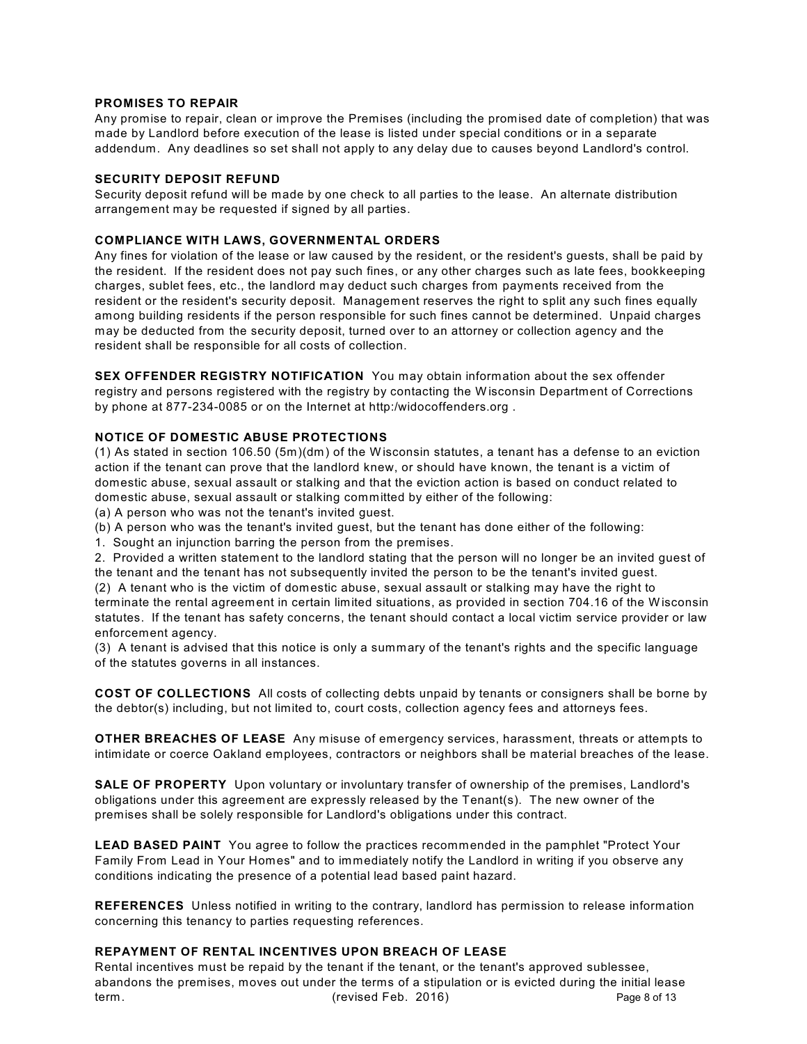**PROMISES TO REPAIR**
Any promise to repair, clean or improve the Premises (including the promised date of completion) that was made by Landlord before execution of the lease is listed under special conditions or in a separate addendum. Any deadlines so set shall not apply to any delay due to causes beyond Landlord's control.

**SECURITY DEPOSIT REFUND**
Security deposit refund will be made by one check to all parties to the lease. An alternate distribution arrangement may be requested if signed by all parties.

**COMPLIANCE WITH LAWS, GOVERNMENTAL ORDERS**
Any fines for violation of the lease or law caused by the resident, or the resident's guests, shall be paid by the resident. If the resident does not pay such fines, or any other charges such as late fees, bookkeeping charges, sublet fees, etc., the landlord may deduct such charges from payments received from the resident or the resident's security deposit. Management reserves the right to split any such fines equally among building residents if the person responsible for such fines cannot be determined. Unpaid charges may be deducted from the security deposit, turned over to an attorney or collection agency and the resident shall be responsible for all costs of collection.

**SEX OFFENDER REGISTRY NOTIFICATION** You may obtain information about the sex offender registry and persons registered with the registry by contacting the Wisconsin Department of Corrections by phone at 877-234-0085 or on the Internet at http:/widocoffenders.org .

**NOTICE OF DOMESTIC ABUSE PROTECTIONS**
(1) As stated in section 106.50 (5m)(dm) of the Wisconsin statutes, a tenant has a defense to an eviction action if the tenant can prove that the landlord knew, or should have known, the tenant is a victim of domestic abuse, sexual assault or stalking and that the eviction action is based on conduct related to domestic abuse, sexual assault or stalking committed by either of the following:
(a) A person who was not the tenant's invited guest.
(b) A person who was the tenant's invited guest, but the tenant has done either of the following:
1. Sought an injunction barring the person from the premises.
2. Provided a written statement to the landlord stating that the person will no longer be an invited guest of the tenant and the tenant has not subsequently invited the person to be the tenant's invited guest.
(2) A tenant who is the victim of domestic abuse, sexual assault or stalking may have the right to terminate the rental agreement in certain limited situations, as provided in section 704.16 of the Wisconsin statutes. If the tenant has safety concerns, the tenant should contact a local victim service provider or law enforcement agency.
(3) A tenant is advised that this notice is only a summary of the tenant's rights and the specific language of the statutes governs in all instances.

**COST OF COLLECTIONS** All costs of collecting debts unpaid by tenants or consigners shall be borne by the debtor(s) including, but not limited to, court costs, collection agency fees and attorneys fees.

**OTHER BREACHES OF LEASE** Any misuse of emergency services, harassment, threats or attempts to intimidate or coerce Oakland employees, contractors or neighbors shall be material breaches of the lease.

**SALE OF PROPERTY** Upon voluntary or involuntary transfer of ownership of the premises, Landlord's obligations under this agreement are expressly released by the Tenant(s). The new owner of the premises shall be solely responsible for Landlord's obligations under this contract.

**LEAD BASED PAINT** You agree to follow the practices recommended in the pamphlet "Protect Your Family From Lead in Your Homes" and to immediately notify the Landlord in writing if you observe any conditions indicating the presence of a potential lead based paint hazard.

**REFERENCES** Unless notified in writing to the contrary, landlord has permission to release information concerning this tenancy to parties requesting references.

**REPAYMENT OF RENTAL INCENTIVES UPON BREACH OF LEASE**
Rental incentives must be repaid by the tenant if the tenant, or the tenant's approved sublessee, abandons the premises, moves out under the terms of a stipulation or is evicted during the initial lease term.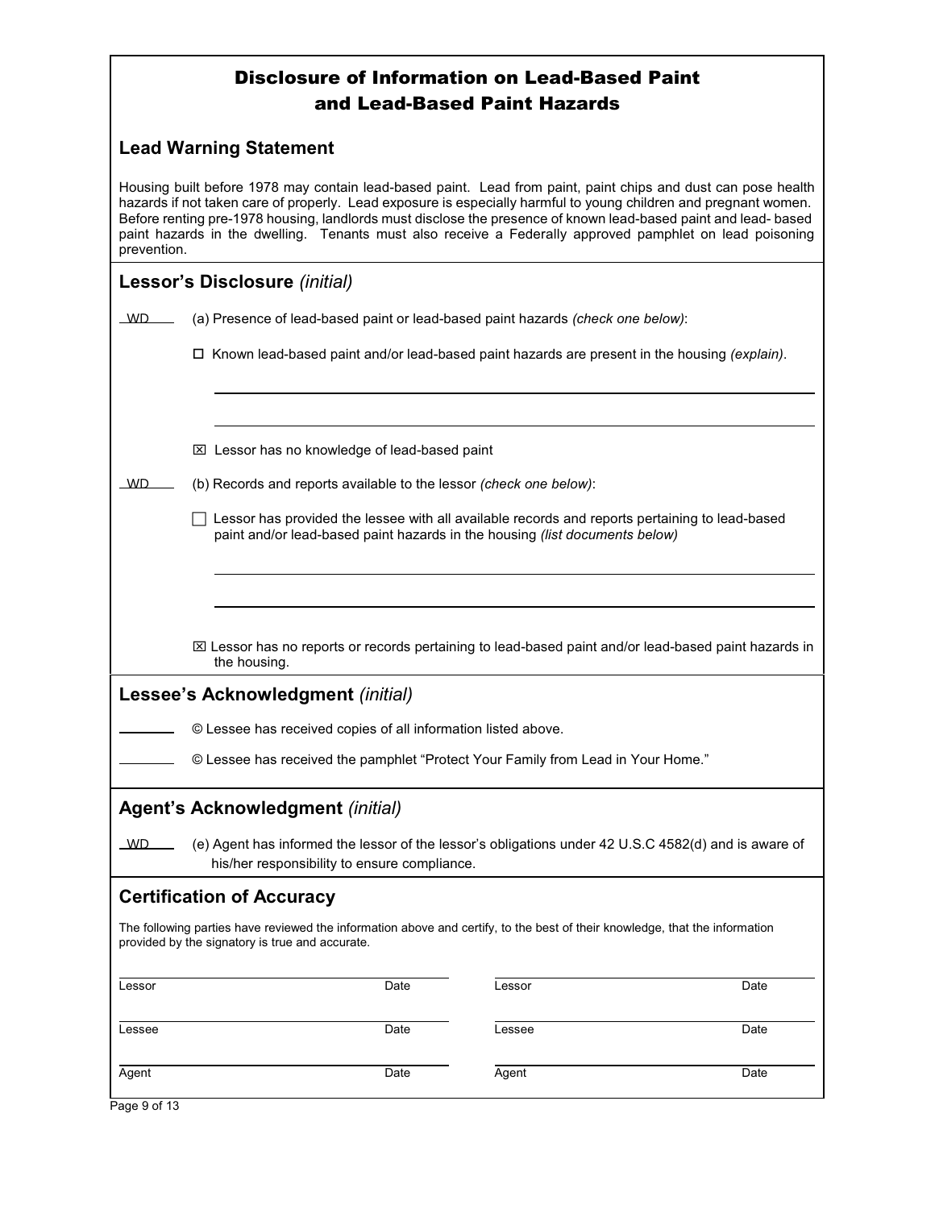# Disclosure of Information on Lead-Based Paint and Lead-Based Paint Hazards

## Lead Warning Statement

Housing built before 1978 may contain lead-based paint. Lead from paint, paint chips and dust can pose health hazards if not taken care of properly. Lead exposure is especially harmful to young children and pregnant women. Before renting pre-1978 housing, landlords must disclose the presence of known lead-based paint and lead- based paint hazards in the dwelling. Tenants must also receive a Federally approved pamphlet on lead poisoning prevention.

## Lessor's Disclosure *(initial)*

WD (a) Presence of lead-based paint or lead-based paint hazards *(check one below)*:

☐ Known lead-based paint and/or lead-based paint hazards are present in the housing *(explain)*.

______________________________________________

______________________________________________

☒ Lessor has no knowledge of lead-based paint

WD (b) Records and reports available to the lessor *(check one below)*:

☐ Lessor has provided the lessee with all available records and reports pertaining to lead-based paint and/or lead-based paint hazards in the housing *(list documents below)*

______________________________________________

______________________________________________

☒ Lessor has no reports or records pertaining to lead-based paint and/or lead-based paint hazards in the housing.

## Lessee's Acknowledgment *(initial)*

______ © Lessee has received copies of all information listed above.

______ © Lessee has received the pamphlet "Protect Your Family from Lead in Your Home."

## Agent's Acknowledgment *(initial)*

WD (e) Agent has informed the lessor of the lessor's obligations under 42 U.S.C 4582(d) and is aware of his/her responsibility to ensure compliance.

## Certification of Accuracy

The following parties have reviewed the information above and certify, to the best of their knowledge, that the information provided by the signatory is true and accurate.

| | | | |
|---|---|---|---|
| Lessor | Date | Lessor | Date |
| Lessee | Date | Lessee | Date |
| Agent | Date | Agent | Date |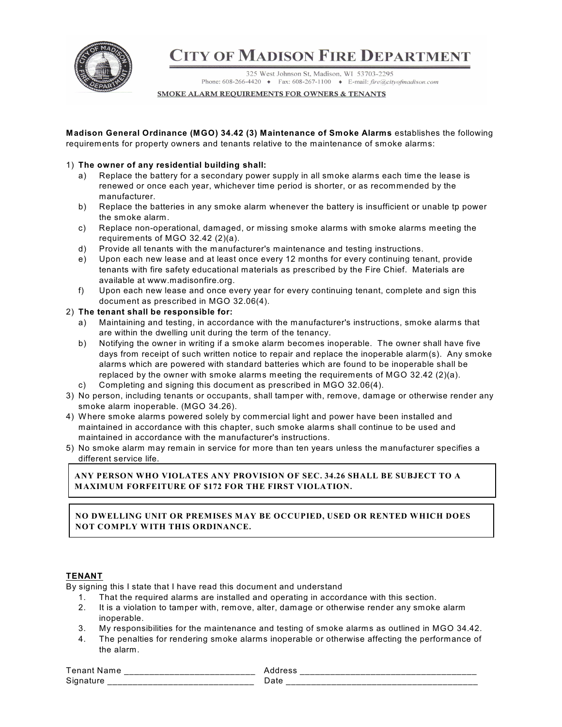# CITY OF MADISON FIRE DEPARTMENT

325 West Johnson St, Madison, WI 53703-2295
Phone: 608-266-4420 ♦ Fax: 608-267-1100 ♦ E-mail: fire@cityofmadison.com

## SMOKE ALARM REQUIREMENTS FOR OWNERS & TENANTS

**Madison General Ordinance (MGO) 34.42 (3) Maintenance of Smoke Alarms** establishes the following requirements for property owners and tenants relative to the maintenance of smoke alarms:

1) **The owner of any residential building shall:**
   a) Replace the battery for a secondary power supply in all smoke alarms each time the lease is renewed or once each year, whichever time period is shorter, or as recommended by the manufacturer.
   b) Replace the batteries in any smoke alarm whenever the battery is insufficient or unable tp power the smoke alarm.
   c) Replace non-operational, damaged, or missing smoke alarms with smoke alarms meeting the requirements of MGO 32.42 (2)(a).
   d) Provide all tenants with the manufacturer's maintenance and testing instructions.
   e) Upon each new lease and at least once every 12 months for every continuing tenant, provide tenants with fire safety educational materials as prescribed by the Fire Chief. Materials are available at www.madisonfire.org.
   f) Upon each new lease and once every year for every continuing tenant, complete and sign this document as prescribed in MGO 32.06(4).
2) **The tenant shall be responsible for:**
   a) Maintaining and testing, in accordance with the manufacturer's instructions, smoke alarms that are within the dwelling unit during the term of the tenancy.
   b) Notifying the owner in writing if a smoke alarm becomes inoperable. The owner shall have five days from receipt of such written notice to repair and replace the inoperable alarm(s). Any smoke alarms which are powered with standard batteries which are found to be inoperable shall be replaced by the owner with smoke alarms meeting the requirements of MGO 32.42 (2)(a).
   c) Completing and signing this document as prescribed in MGO 32.06(4).
3) No person, including tenants or occupants, shall tamper with, remove, damage or otherwise render any smoke alarm inoperable. (MGO 34.26).
4) Where smoke alarms powered solely by commercial light and power have been installed and maintained in accordance with this chapter, such smoke alarms shall continue to be used and maintained in accordance with the manufacturer's instructions.
5) No smoke alarm may remain in service for more than ten years unless the manufacturer specifies a different service life.

**ANY PERSON WHO VIOLATES ANY PROVISION OF SEC. 34.26 SHALL BE SUBJECT TO A MAXIMUM FORFEITURE OF $172 FOR THE FIRST VIOLATION.**

**NO DWELLING UNIT OR PREMISES MAY BE OCCUPIED, USED OR RENTED WHICH DOES NOT COMPLY WITH THIS ORDINANCE.**

**TENANT**

By signing this I state that I have read this document and understand

1. That the required alarms are installed and operating in accordance with this section.
2. It is a violation to tamper with, remove, alter, damage or otherwise render any smoke alarm inoperable.
3. My responsibilities for the maintenance and testing of smoke alarms as outlined in MGO 34.42.
4. The penalties for rendering smoke alarms inoperable or otherwise affecting the performance of the alarm.

Tenant Name __________________________ Address ___________________________________

Signature _____________________________ Date _____________________________________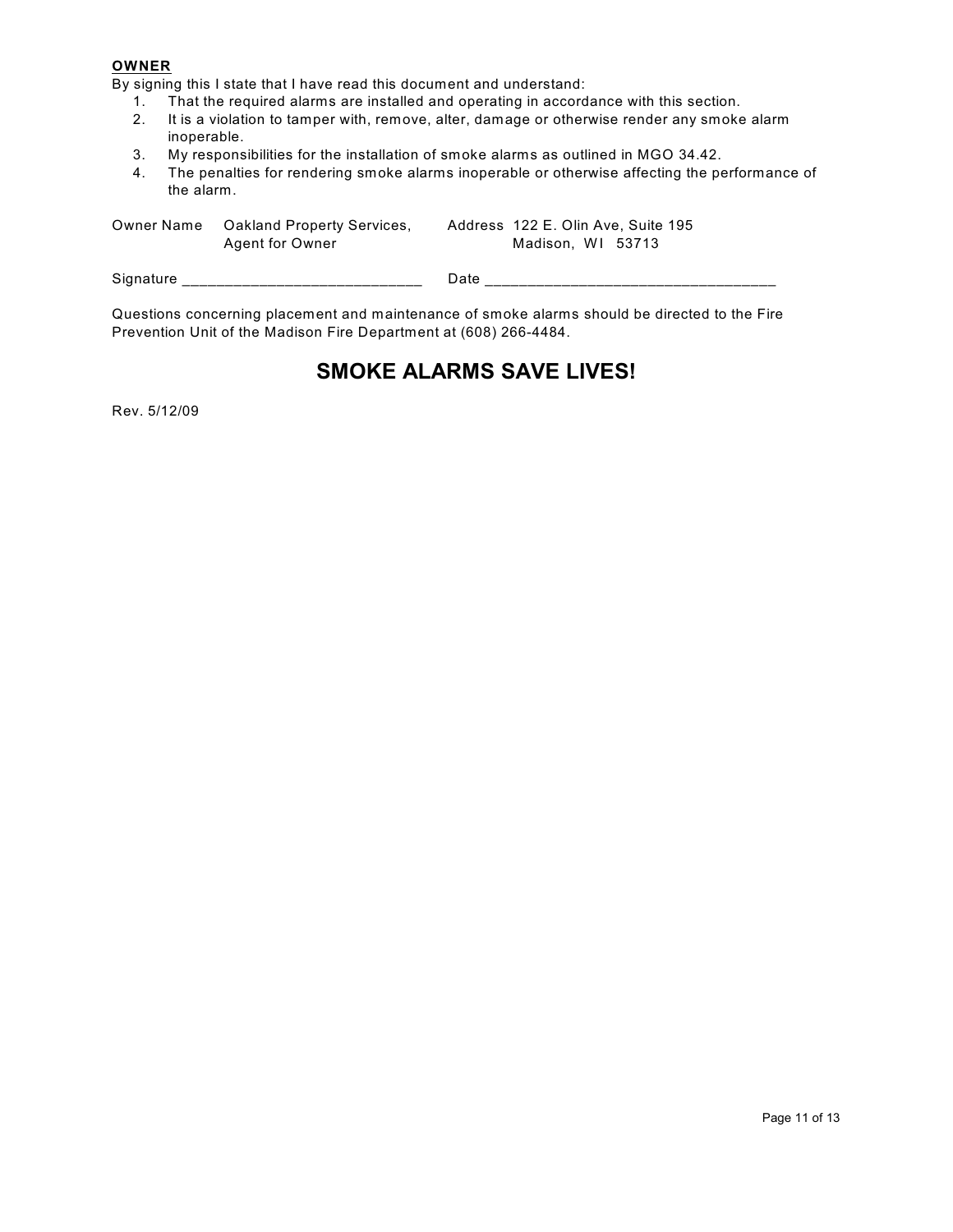**OWNER**

By signing this I state that I have read this document and understand:

1. That the required alarms are installed and operating in accordance with this section.
2. It is a violation to tamper with, remove, alter, damage or otherwise render any smoke alarm inoperable.
3. My responsibilities for the installation of smoke alarms as outlined in MGO 34.42.
4. The penalties for rendering smoke alarms inoperable or otherwise affecting the performance of the alarm.

| | | | |
|---|---|---|---|
| Owner Name | Oakland Property Services, Agent for Owner | Address | 122 E. Olin Ave, Suite 195 Madison, WI 53713 |
| Signature | ____________________________ | Date | __________________________________ |

Questions concerning placement and maintenance of smoke alarms should be directed to the Fire Prevention Unit of the Madison Fire Department at (608) 266-4484.

## SMOKE ALARMS SAVE LIVES!

Rev. 5/12/09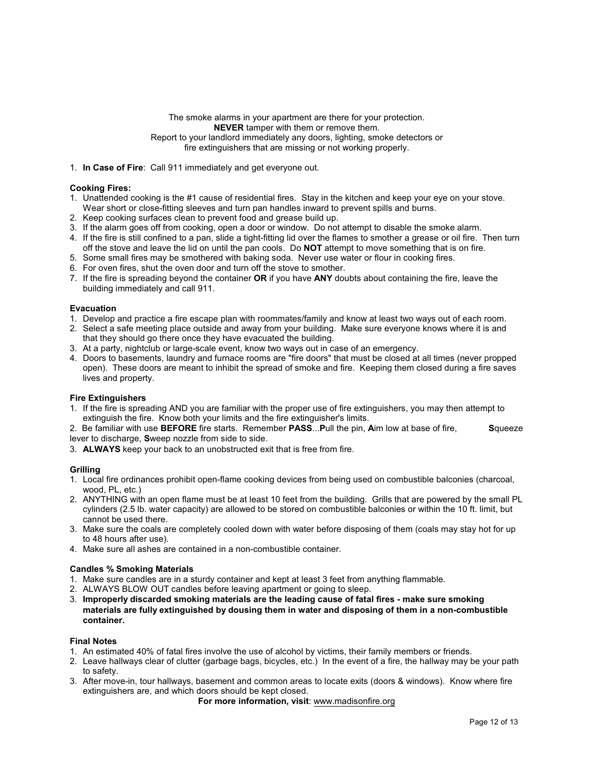The smoke alarms in your apartment are there for your protection.
**NEVER** tamper with them or remove them.
Report to your landlord immediately any doors, lighting, smoke detectors or fire extinguishers that are missing or not working properly.

1. **In Case of Fire**: Call 911 immediately and get everyone out.

**Cooking Fires:**

1. Unattended cooking is the #1 cause of residential fires. Stay in the kitchen and keep your eye on your stove. Wear short or close-fitting sleeves and turn pan handles inward to prevent spills and burns.
2. Keep cooking surfaces clean to prevent food and grease build up.
3. If the alarm goes off from cooking, open a door or window. Do not attempt to disable the smoke alarm.
4. If the fire is still confined to a pan, slide a tight-fitting lid over the flames to smother a grease or oil fire. Then turn off the stove and leave the lid on until the pan cools. Do **NOT** attempt to move something that is on fire.
5. Some small fires may be smothered with baking soda. Never use water or flour in cooking fires.
6. For oven fires, shut the oven door and turn off the stove to smother.
7. If the fire is spreading beyond the container **OR** if you have **ANY** doubts about containing the fire, leave the building immediately and call 911.

**Evacuation**

1. Develop and practice a fire escape plan with roommates/family and know at least two ways out of each room.
2. Select a safe meeting place outside and away from your building. Make sure everyone knows where it is and that they should go there once they have evacuated the building.
3. At a party, nightclub or large-scale event, know two ways out in case of an emergency.
4. Doors to basements, laundry and furnace rooms are "fire doors" that must be closed at all times (never propped open). These doors are meant to inhibit the spread of smoke and fire. Keeping them closed during a fire saves lives and property.

**Fire Extinguishers**

1. If the fire is spreading AND you are familiar with the proper use of fire extinguishers, you may then attempt to extinguish the fire. Know both your limits and the fire extinguisher's limits.
2. Be familiar with use **BEFORE** fire starts. Remember **PASS**...**P**ull the pin, **A**im low at base of fire, **S**queeze lever to discharge, **S**weep nozzle from side to side.
3. **ALWAYS** keep your back to an unobstructed exit that is free from fire.

**Grilling**

1. Local fire ordinances prohibit open-flame cooking devices from being used on combustible balconies (charcoal, wood, PL, etc.)
2. ANYTHING with an open flame must be at least 10 feet from the building. Grills that are powered by the small PL cylinders (2.5 lb. water capacity) are allowed to be stored on combustible balconies or within the 10 ft. limit, but cannot be used there.
3. Make sure the coals are completely cooled down with water before disposing of them (coals may stay hot for up to 48 hours after use).
4. Make sure all ashes are contained in a non-combustible container.

**Candles % Smoking Materials**

1. Make sure candles are in a sturdy container and kept at least 3 feet from anything flammable.
2. ALWAYS BLOW OUT candles before leaving apartment or going to sleep.
3. **Improperly discarded smoking materials are the leading cause of fatal fires - make sure smoking materials are fully extinguished by dousing them in water and disposing of them in a non-combustible container.**

**Final Notes**

1. An estimated 40% of fatal fires involve the use of alcohol by victims, their family members or friends.
2. Leave hallways clear of clutter (garbage bags, bicycles, etc.) In the event of a fire, the hallway may be your path to safety.
3. After move-in, tour hallways, basement and common areas to locate exits (doors & windows). Know where fire extinguishers are, and which doors should be kept closed.

**For more information, visit**: www.madisonfire.org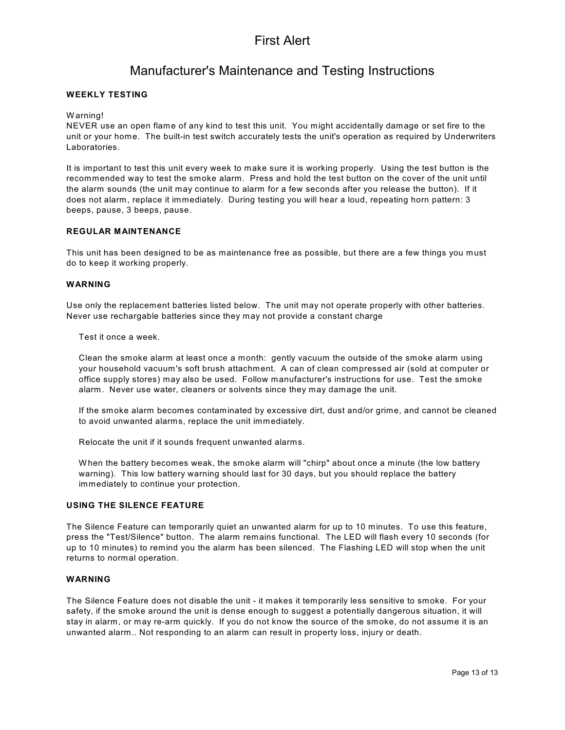# First Alert

## Manufacturer's Maintenance and Testing Instructions

**WEEKLY TESTING**

Warning!
NEVER use an open flame of any kind to test this unit. You might accidentally damage or set fire to the unit or your home. The built-in test switch accurately tests the unit's operation as required by Underwriters Laboratories.

It is important to test this unit every week to make sure it is working properly. Using the test button is the recommended way to test the smoke alarm. Press and hold the test button on the cover of the unit until the alarm sounds (the unit may continue to alarm for a few seconds after you release the button). If it does not alarm, replace it immediately. During testing you will hear a loud, repeating horn pattern: 3 beeps, pause, 3 beeps, pause.

**REGULAR MAINTENANCE**

This unit has been designed to be as maintenance free as possible, but there are a few things you must do to keep it working properly.

**WARNING**

Use only the replacement batteries listed below. The unit may not operate properly with other batteries. Never use rechargable batteries since they may not provide a constant charge

Test it once a week.

Clean the smoke alarm at least once a month: gently vacuum the outside of the smoke alarm using your household vacuum's soft brush attachment. A can of clean compressed air (sold at computer or office supply stores) may also be used. Follow manufacturer's instructions for use. Test the smoke alarm. Never use water, cleaners or solvents since they may damage the unit.

If the smoke alarm becomes contaminated by excessive dirt, dust and/or grime, and cannot be cleaned to avoid unwanted alarms, replace the unit immediately.

Relocate the unit if it sounds frequent unwanted alarms.

When the battery becomes weak, the smoke alarm will "chirp" about once a minute (the low battery warning). This low battery warning should last for 30 days, but you should replace the battery immediately to continue your protection.

**USING THE SILENCE FEATURE**

The Silence Feature can temporarily quiet an unwanted alarm for up to 10 minutes. To use this feature, press the "Test/Silence" button. The alarm remains functional. The LED will flash every 10 seconds (for up to 10 minutes) to remind you the alarm has been silenced. The Flashing LED will stop when the unit returns to normal operation.

**WARNING**

The Silence Feature does not disable the unit - it makes it temporarily less sensitive to smoke. For your safety, if the smoke around the unit is dense enough to suggest a potentially dangerous situation, it will stay in alarm, or may re-arm quickly. If you do not know the source of the smoke, do not assume it is an unwanted alarm.. Not responding to an alarm can result in property loss, injury or death.